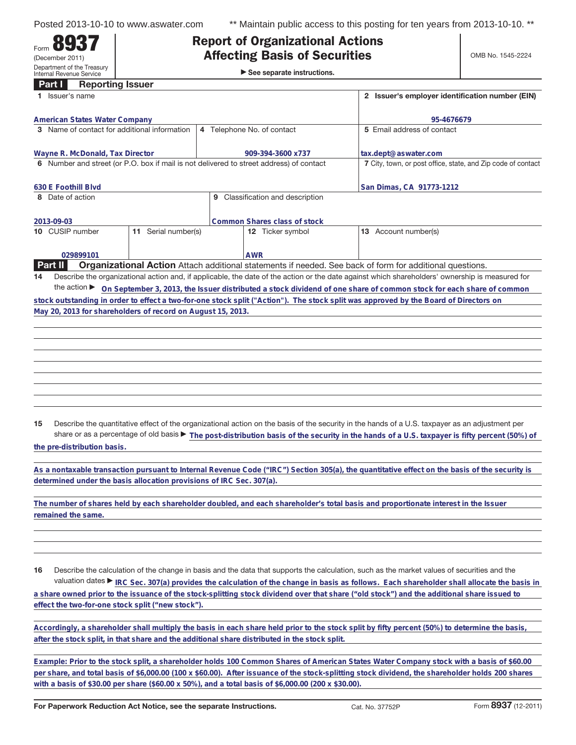Posted 2013-10-10 to www.aswater.com ** Maintain public access to this posting for ten years from 2013-10-10. **

Form **8937**
(December 2011)
Department of the Treasury
Internal Revenue Service

# Report of Organizational Actions Affecting Basis of Securities

▶ See separate instructions.

OMB No. 1545-2224

## Part I Reporting Issuer

| | | |
|---|---|---|
| **1** Issuer's name<br>American States Water Company | | **2** Issuer's employer identification number (EIN)<br>95-4676679 |
| **3** Name of contact for additional information<br>Wayne R. McDonald, Tax Director | **4** Telephone No. of contact<br>909-394-3600 x737 | **5** Email address of contact<br>tax.dept@aswater.com |
| **6** Number and street (or P.O. box if mail is not delivered to street address) of contact<br>630 E Foothill Blvd | | **7** City, town, or post office, state, and Zip code of contact<br>San Dimas, CA 91773-1212 |
| **8** Date of action<br>2013-09-03 | **9** Classification and description<br>Common Shares class of stock | |

| **10** CUSIP number | **11** Serial number(s) | **12** Ticker symbol | **13** Account number(s) |
|---|---|---|---|
| 029899101 | | AWR | |

## Part II Organizational Action

Attach additional statements if needed. See back of form for additional questions.

**14** Describe the organizational action and, if applicable, the date of the action or the date against which shareholders' ownership is measured for the action ▶ On September 3, 2013, the Issuer distributed a stock dividend of one share of common stock for each share of common stock outstanding in order to effect a two-for-one stock split ("Action"). The stock split was approved by the Board of Directors on May 20, 2013 for shareholders of record on August 15, 2013.

**15** Describe the quantitative effect of the organizational action on the basis of the security in the hands of a U.S. taxpayer as an adjustment per share or as a percentage of old basis ▶ The post-distribution basis of the security in the hands of a U.S. taxpayer is fifty percent (50%) of the pre-distribution basis.

As a nontaxable transaction pursuant to Internal Revenue Code ("IRC") Section 305(a), the quantitative effect on the basis of the security is determined under the basis allocation provisions of IRC Sec. 307(a).

The number of shares held by each shareholder doubled, and each shareholder's total basis and proportionate interest in the Issuer remained the same.

**16** Describe the calculation of the change in basis and the data that supports the calculation, such as the market values of securities and the valuation dates ▶ IRC Sec. 307(a) provides the calculation of the change in basis as follows. Each shareholder shall allocate the basis in a share owned prior to the issuance of the stock-splitting stock dividend over that share ("old stock") and the additional share issued to effect the two-for-one stock split ("new stock").

Accordingly, a shareholder shall multiply the basis in each share held prior to the stock split by fifty percent (50%) to determine the basis, after the stock split, in that share and the additional share distributed in the stock split.

Example: Prior to the stock split, a shareholder holds 100 Common Shares of American States Water Company stock with a basis of $60.00 per share, and total basis of $6,000.00 (100 x $60.00). After issuance of the stock-splitting stock dividend, the shareholder holds 200 shares with a basis of $30.00 per share ($60.00 x 50%), and a total basis of $6,000.00 (200 x $30.00).

For Paperwork Reduction Act Notice, see the separate Instructions. Cat. No. 37752P Form **8937** (12-2011)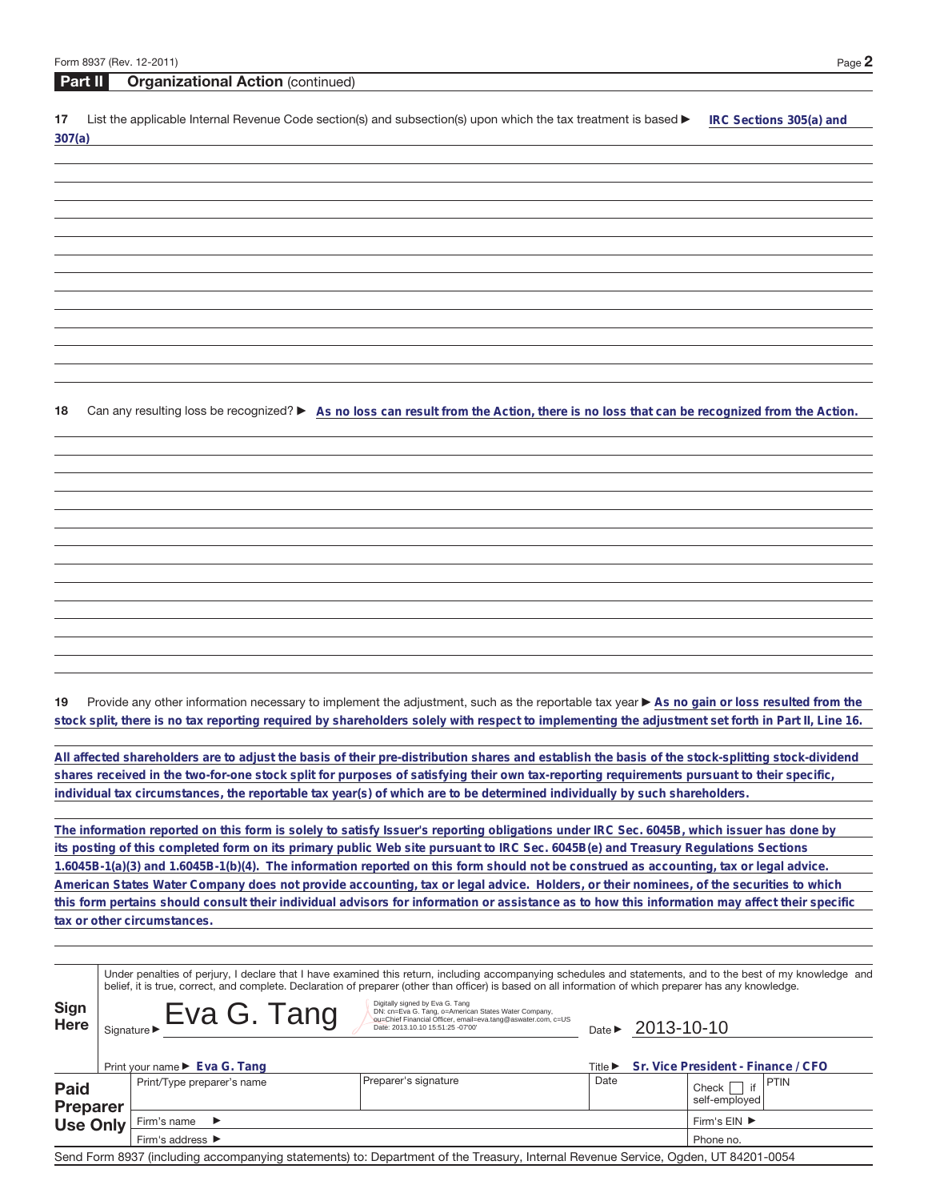## Part II Organizational Action (continued)

**17** List the applicable Internal Revenue Code section(s) and subsection(s) upon which the tax treatment is based ▶ **IRC Sections 305(a) and 307(a)**

**18** Can any resulting loss be recognized? ▶ **As no loss can result from the Action, there is no loss that can be recognized from the Action.**

**19** Provide any other information necessary to implement the adjustment, such as the reportable tax year ▶ **As no gain or loss resulted from the stock split, there is no tax reporting required by shareholders solely with respect to implementing the adjustment set forth in Part II, Line 16.**

**All affected shareholders are to adjust the basis of their pre-distribution shares and establish the basis of the stock-splitting stock-dividend shares received in the two-for-one stock split for purposes of satisfying their own tax-reporting requirements pursuant to their specific, individual tax circumstances, the reportable tax year(s) of which are to be determined individually by such shareholders.**

**The information reported on this form is solely to satisfy Issuer's reporting obligations under IRC Sec. 6045B, which issuer has done by its posting of this completed form on its primary public Web site pursuant to IRC Sec. 6045B(e) and Treasury Regulations Sections 1.6045B-1(a)(3) and 1.6045B-1(b)(4). The information reported on this form should not be construed as accounting, tax or legal advice. American States Water Company does not provide accounting, tax or legal advice. Holders, or their nominees, of the securities to which this form pertains should consult their individual advisors for information or assistance as to how this information may affect their specific tax or other circumstances.**

**Sign Here**

Under penalties of perjury, I declare that I have examined this return, including accompanying schedules and statements, and to the best of my knowledge and belief, it is true, correct, and complete. Declaration of preparer (other than officer) is based on all information of which preparer has any knowledge.

Signature ▶ Eva G. Tang (Digitally signed by Eva G. Tang DN: cn=Eva G. Tang, o=American States Water Company, ou=Chief Financial Officer, email=eva.tang@aswater.com, c=US Date: 2013.10.10 15:51:25 -07'00') Date ▶ 2013-10-10

Print your name ▶ **Eva G. Tang** Title ▶ **Sr. Vice President - Finance / CFO**

**Paid Preparer Use Only**

| Print/Type preparer's name | Preparer's signature | Date | Check ☐ if self-employed | PTIN |
|---|---|---|---|---|
| Firm's name ▶ | | | Firm's EIN ▶ | |
| Firm's address ▶ | | | Phone no. | |

Send Form 8937 (including accompanying statements) to: Department of the Treasury, Internal Revenue Service, Ogden, UT 84201-0054